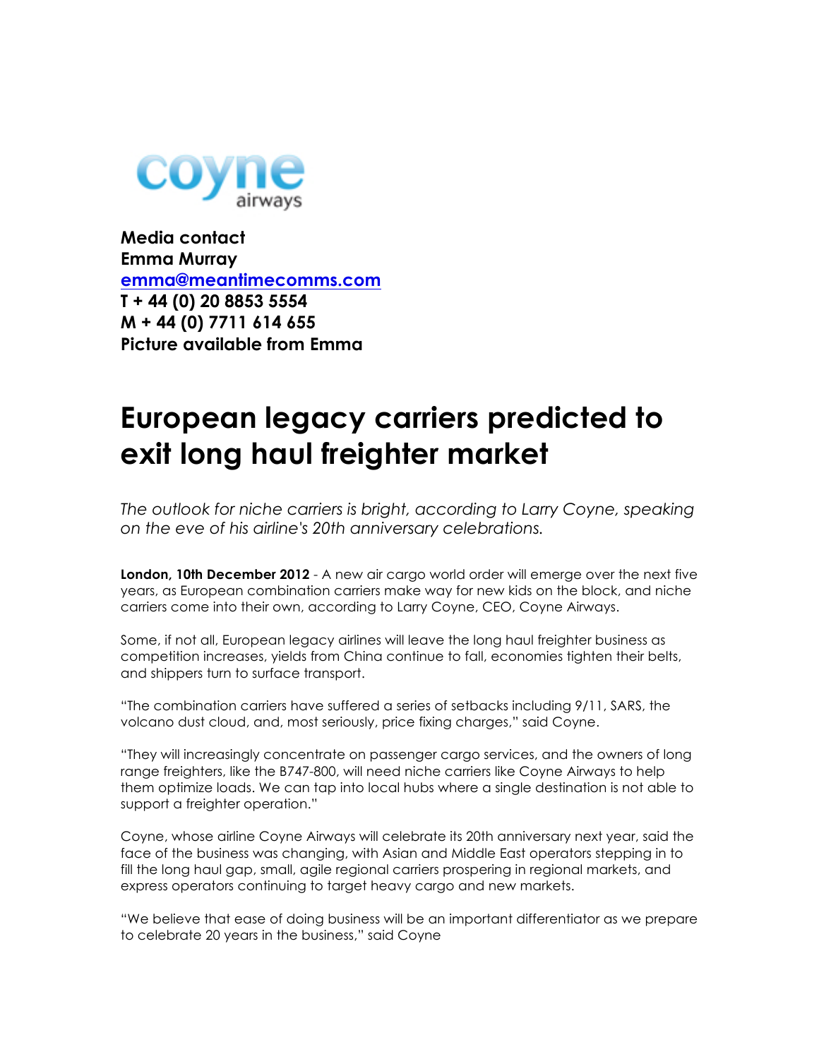coyne airways

**Media contact**
**Emma Murray**
**[emma@meantimecomms.com](mailto:emma@meantimecomms.com)**
**T + 44 (0) 20 8853 5554**
**M + 44 (0) 7711 614 655**
**Picture available from Emma**

# European legacy carriers predicted to exit long haul freighter market

*The outlook for niche carriers is bright, according to Larry Coyne, speaking on the eve of his airline's 20th anniversary celebrations.*

**London, 10th December 2012** - A new air cargo world order will emerge over the next five years, as European combination carriers make way for new kids on the block, and niche carriers come into their own, according to Larry Coyne, CEO, Coyne Airways.

Some, if not all, European legacy airlines will leave the long haul freighter business as competition increases, yields from China continue to fall, economies tighten their belts, and shippers turn to surface transport.

"The combination carriers have suffered a series of setbacks including 9/11, SARS, the volcano dust cloud, and, most seriously, price fixing charges," said Coyne.

"They will increasingly concentrate on passenger cargo services, and the owners of long range freighters, like the B747-800, will need niche carriers like Coyne Airways to help them optimize loads. We can tap into local hubs where a single destination is not able to support a freighter operation."

Coyne, whose airline Coyne Airways will celebrate its 20th anniversary next year, said the face of the business was changing, with Asian and Middle East operators stepping in to fill the long haul gap, small, agile regional carriers prospering in regional markets, and express operators continuing to target heavy cargo and new markets.

"We believe that ease of doing business will be an important differentiator as we prepare to celebrate 20 years in the business," said Coyne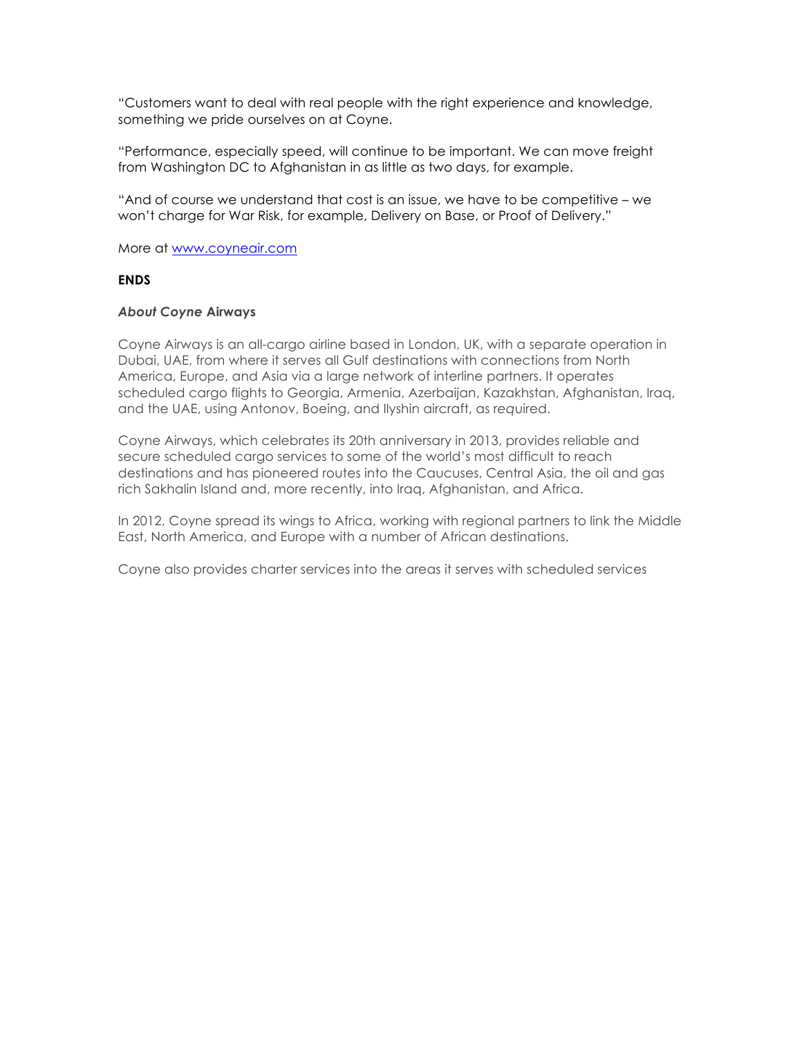"Customers want to deal with real people with the right experience and knowledge, something we pride ourselves on at Coyne.

"Performance, especially speed, will continue to be important. We can move freight from Washington DC to Afghanistan in as little as two days, for example.

"And of course we understand that cost is an issue, we have to be competitive – we won't charge for War Risk, for example, Delivery on Base, or Proof of Delivery."

More at [www.coyneair.com](http://www.coyneair.com)

**ENDS**

***About Coyne* Airways**

Coyne Airways is an all-cargo airline based in London, UK, with a separate operation in Dubai, UAE, from where it serves all Gulf destinations with connections from North America, Europe, and Asia via a large network of interline partners. It operates scheduled cargo flights to Georgia, Armenia, Azerbaijan, Kazakhstan, Afghanistan, Iraq, and the UAE, using Antonov, Boeing, and Ilyshin aircraft, as required.

Coyne Airways, which celebrates its 20th anniversary in 2013, provides reliable and secure scheduled cargo services to some of the world's most difficult to reach destinations and has pioneered routes into the Caucuses, Central Asia, the oil and gas rich Sakhalin Island and, more recently, into Iraq, Afghanistan, and Africa.

In 2012, Coyne spread its wings to Africa, working with regional partners to link the Middle East, North America, and Europe with a number of African destinations.

Coyne also provides charter services into the areas it serves with scheduled services